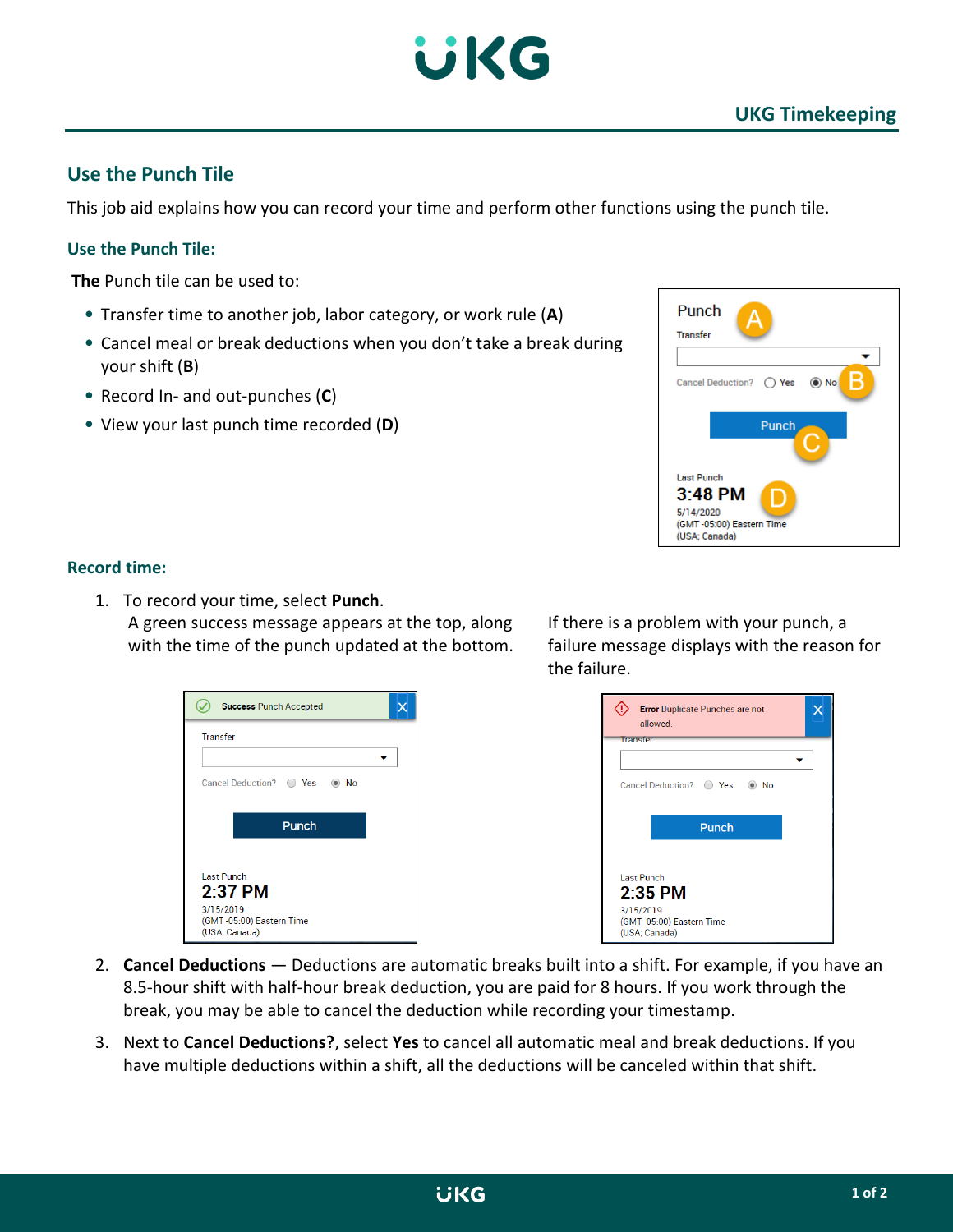## UKG Timekeeping

# Use the Punch Tile

This job aid explains how you can record your time and perform other functions using the punch tile.

### Use the Punch Tile:

**The** Punch tile can be used to:

- Transfer time to another job, labor category, or work rule (**A**)
- Cancel meal or break deductions when you don't take a break during your shift (**B**)
- Record In- and out-punches (**C**)
- View your last punch time recorded (**D**)

### Record time:

1. To record your time, select **Punch**.
   A green success message appears at the top, along with the time of the punch updated at the bottom.

   If there is a problem with your punch, a failure message displays with the reason for the failure.

2. **Cancel Deductions** — Deductions are automatic breaks built into a shift. For example, if you have an 8.5-hour shift with half-hour break deduction, you are paid for 8 hours. If you work through the break, you may be able to cancel the deduction while recording your timestamp.
3. Next to **Cancel Deductions?**, select **Yes** to cancel all automatic meal and break deductions. If you have multiple deductions within a shift, all the deductions will be canceled within that shift.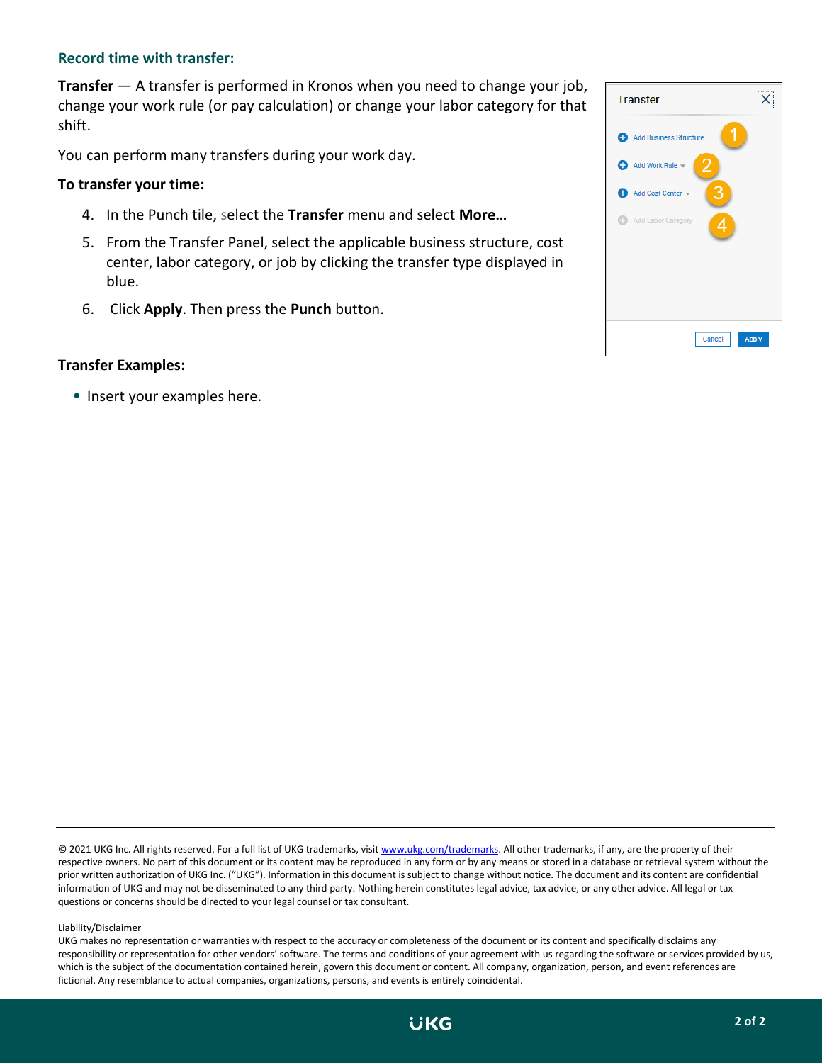## Record time with transfer:

**Transfer** — A transfer is performed in Kronos when you need to change your job, change your work rule (or pay calculation) or change your labor category for that shift.

You can perform many transfers during your work day.

**To transfer your time:**

4. In the Punch tile, select the **Transfer** menu and select **More…**
5. From the Transfer Panel, select the applicable business structure, cost center, labor category, or job by clicking the transfer type displayed in blue.
6. Click **Apply**. Then press the **Punch** button.

Transfer

1 Add Business Structure

2 Add Work Rule

3 Add Cost Center

4 Add Labor Category

Cancel Apply

**Transfer Examples:**

- Insert your examples here.

© 2021 UKG Inc. All rights reserved. For a full list of UKG trademarks, visit www.ukg.com/trademarks. All other trademarks, if any, are the property of their respective owners. No part of this document or its content may be reproduced in any form or by any means or stored in a database or retrieval system without the prior written authorization of UKG Inc. ("UKG"). Information in this document is subject to change without notice. The document and its content are confidential information of UKG and may not be disseminated to any third party. Nothing herein constitutes legal advice, tax advice, or any other advice. All legal or tax questions or concerns should be directed to your legal counsel or tax consultant.

Liability/Disclaimer
UKG makes no representation or warranties with respect to the accuracy or completeness of the document or its content and specifically disclaims any responsibility or representation for other vendors' software. The terms and conditions of your agreement with us regarding the software or services provided by us, which is the subject of the documentation contained herein, govern this document or content. All company, organization, person, and event references are fictional. Any resemblance to actual companies, organizations, persons, and events is entirely coincidental.